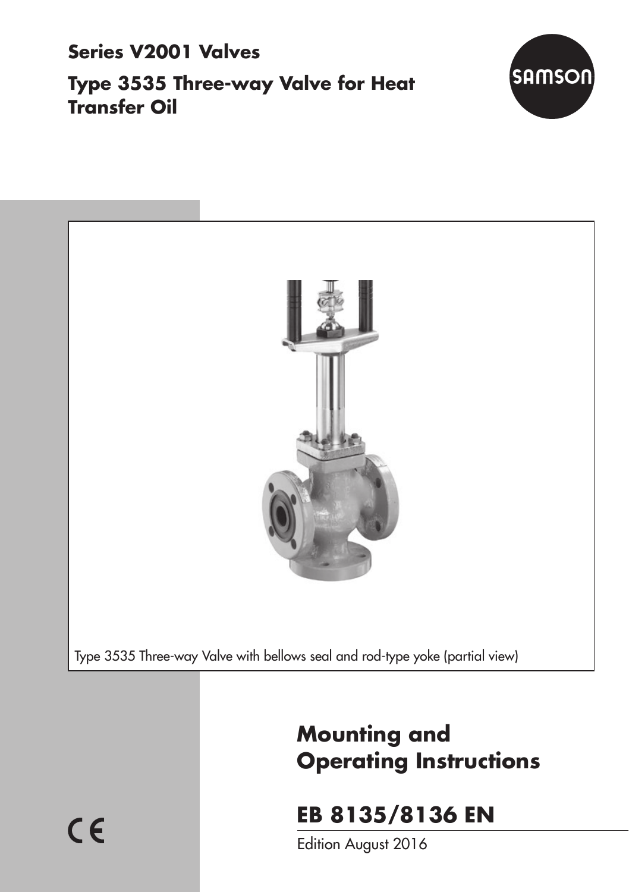**Series V2001 Valves**

**Type 3535 Three-way Valve for Heat Transfer Oil**

SAMSON

Type 3535 Three-way Valve with bellows seal and rod-type yoke (partial view)

# Mounting and Operating Instructions

## EB 8135/8136 EN

Edition August 2016

CE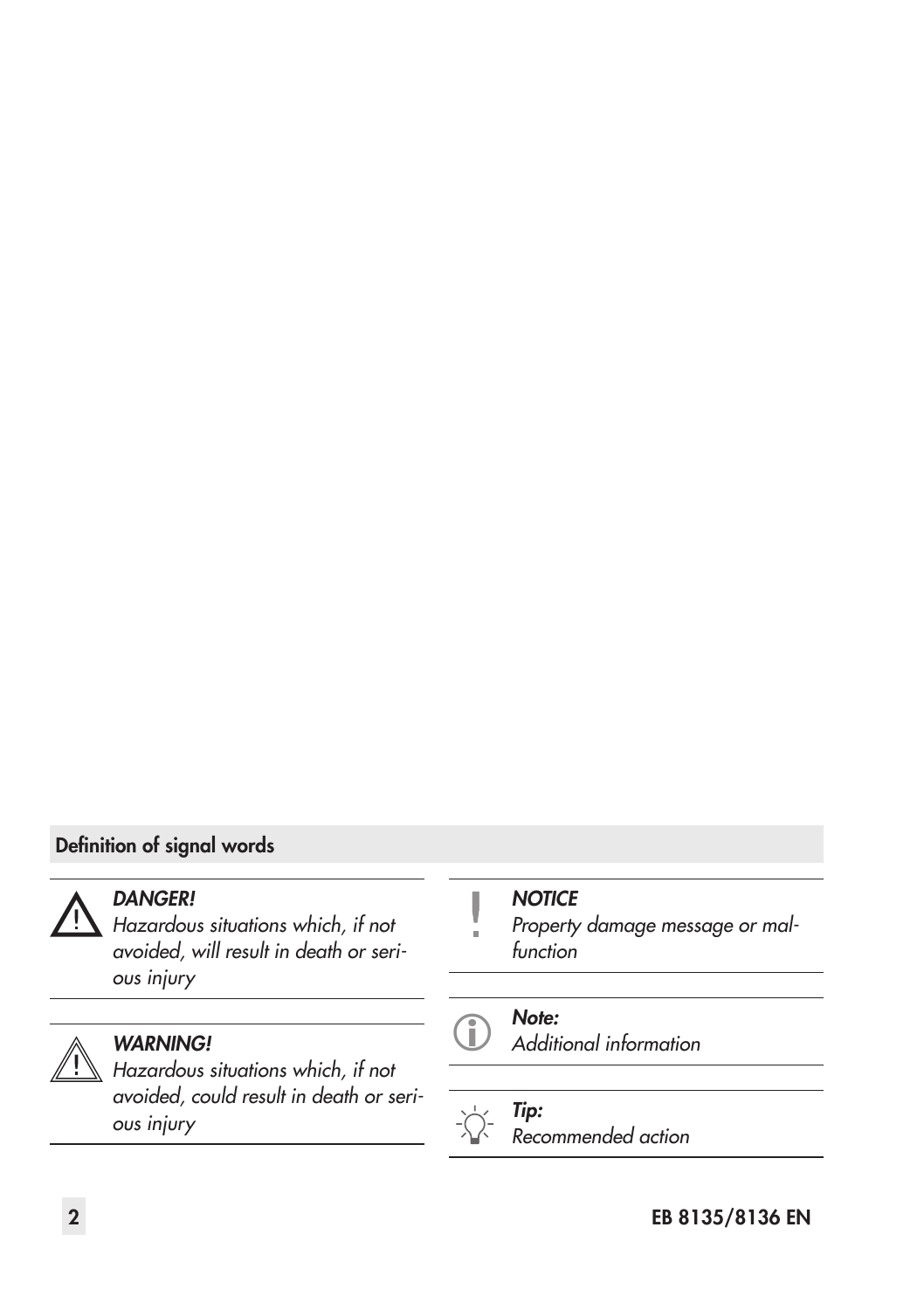## Definition of signal words

*DANGER!*
*Hazardous situations which, if not avoided, will result in death or serious injury*

*WARNING!*
*Hazardous situations which, if not avoided, could result in death or serious injury*

*NOTICE*
*Property damage message or malfunction*

***Note:***
*Additional information*

***Tip:***
*Recommended action*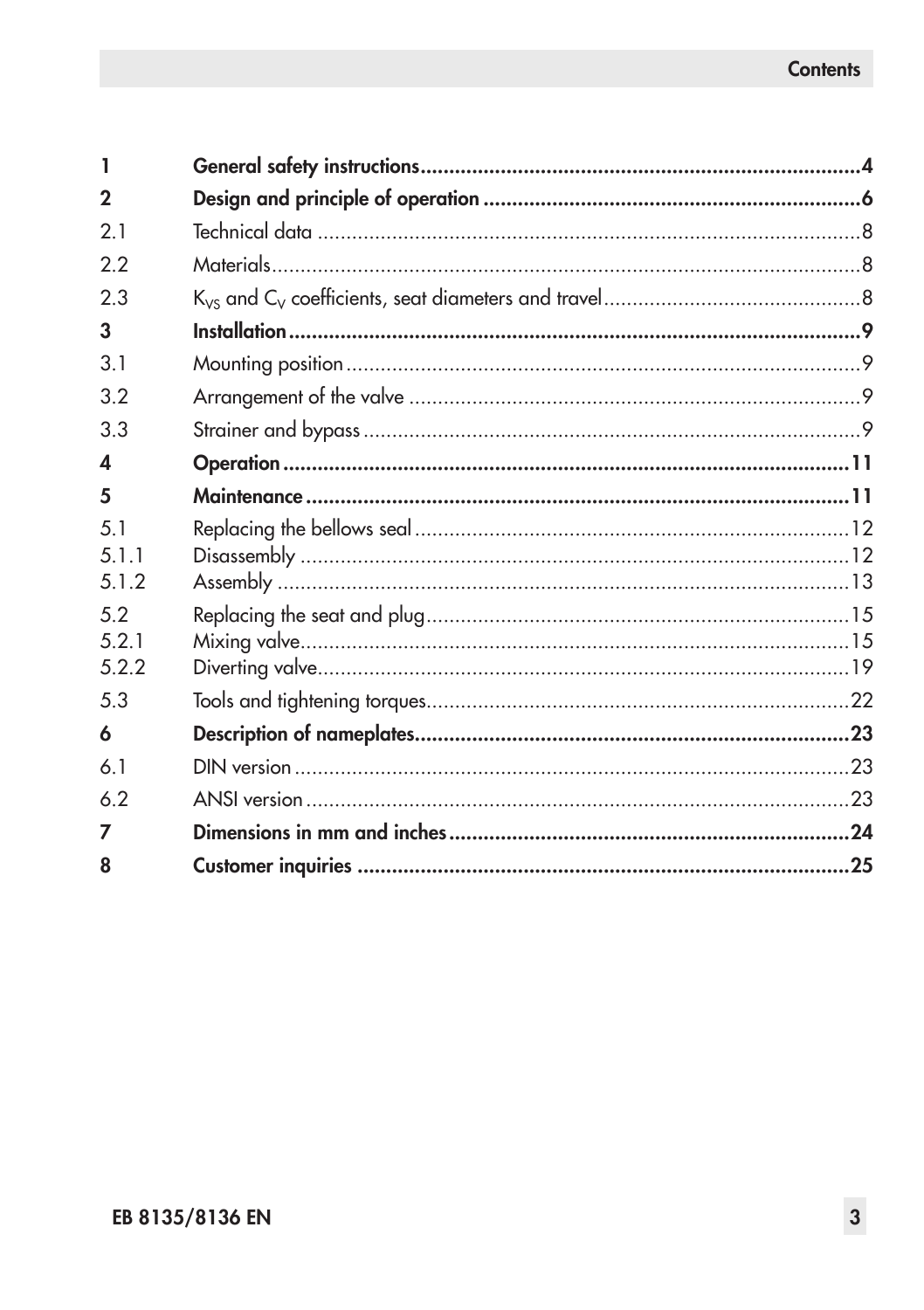# Contents

| | | |
|---|---|---|
| **1** | **General safety instructions** | **4** |
| **2** | **Design and principle of operation** | **6** |
| 2.1 | Technical data | 8 |
| 2.2 | Materials | 8 |
| 2.3 | $K_{VS}$ and $C_V$ coefficients, seat diameters and travel | 8 |
| **3** | **Installation** | **9** |
| 3.1 | Mounting position | 9 |
| 3.2 | Arrangement of the valve | 9 |
| 3.3 | Strainer and bypass | 9 |
| **4** | **Operation** | **11** |
| **5** | **Maintenance** | **11** |
| 5.1 | Replacing the bellows seal | 12 |
| 5.1.1 | Disassembly | 12 |
| 5.1.2 | Assembly | 13 |
| 5.2 | Replacing the seat and plug | 15 |
| 5.2.1 | Mixing valve | 15 |
| 5.2.2 | Diverting valve | 19 |
| 5.3 | Tools and tightening torques | 22 |
| **6** | **Description of nameplates** | **23** |
| 6.1 | DIN version | 23 |
| 6.2 | ANSI version | 23 |
| **7** | **Dimensions in mm and inches** | **24** |
| **8** | **Customer inquiries** | **25** |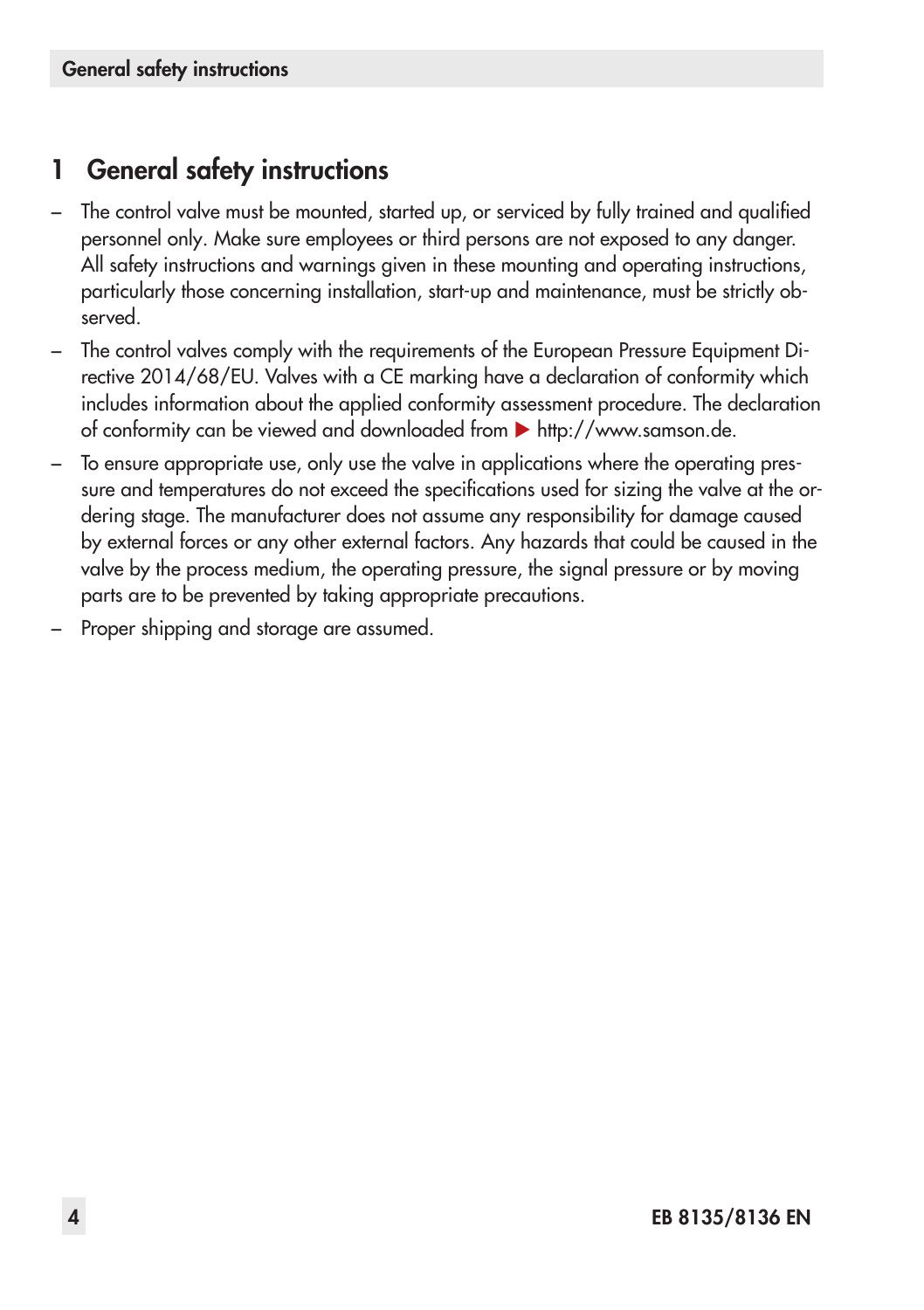# 1 General safety instructions

- The control valve must be mounted, started up, or serviced by fully trained and qualified personnel only. Make sure employees or third persons are not exposed to any danger. All safety instructions and warnings given in these mounting and operating instructions, particularly those concerning installation, start-up and maintenance, must be strictly observed.
- The control valves comply with the requirements of the European Pressure Equipment Directive 2014/68/EU. Valves with a CE marking have a declaration of conformity which includes information about the applied conformity assessment procedure. The declaration of conformity can be viewed and downloaded from ▶ http://www.samson.de.
- To ensure appropriate use, only use the valve in applications where the operating pressure and temperatures do not exceed the specifications used for sizing the valve at the ordering stage. The manufacturer does not assume any responsibility for damage caused by external forces or any other external factors. Any hazards that could be caused in the valve by the process medium, the operating pressure, the signal pressure or by moving parts are to be prevented by taking appropriate precautions.
- Proper shipping and storage are assumed.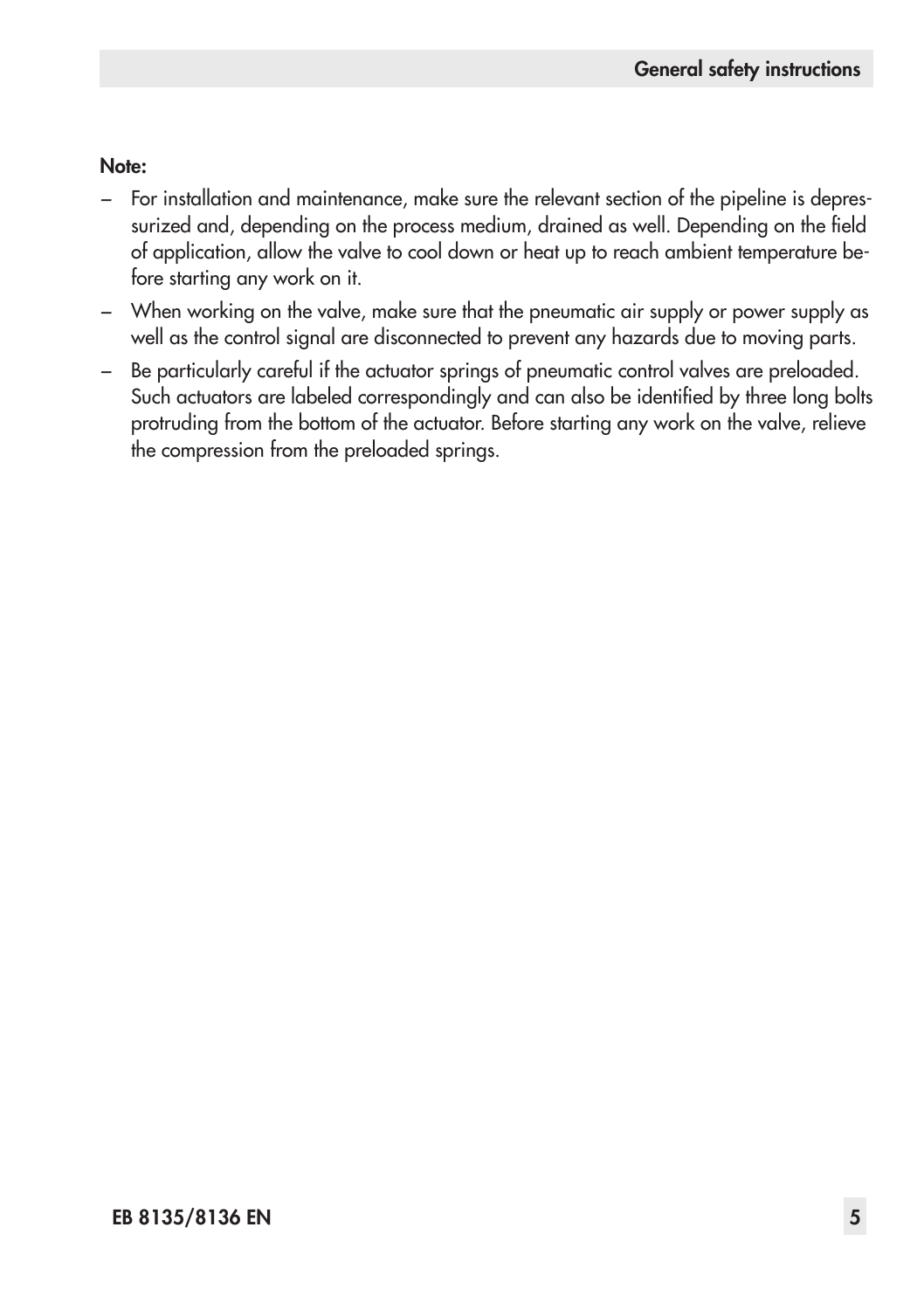**Note:**

- For installation and maintenance, make sure the relevant section of the pipeline is depressurized and, depending on the process medium, drained as well. Depending on the field of application, allow the valve to cool down or heat up to reach ambient temperature before starting any work on it.
- When working on the valve, make sure that the pneumatic air supply or power supply as well as the control signal are disconnected to prevent any hazards due to moving parts.
- Be particularly careful if the actuator springs of pneumatic control valves are preloaded. Such actuators are labeled correspondingly and can also be identified by three long bolts protruding from the bottom of the actuator. Before starting any work on the valve, relieve the compression from the preloaded springs.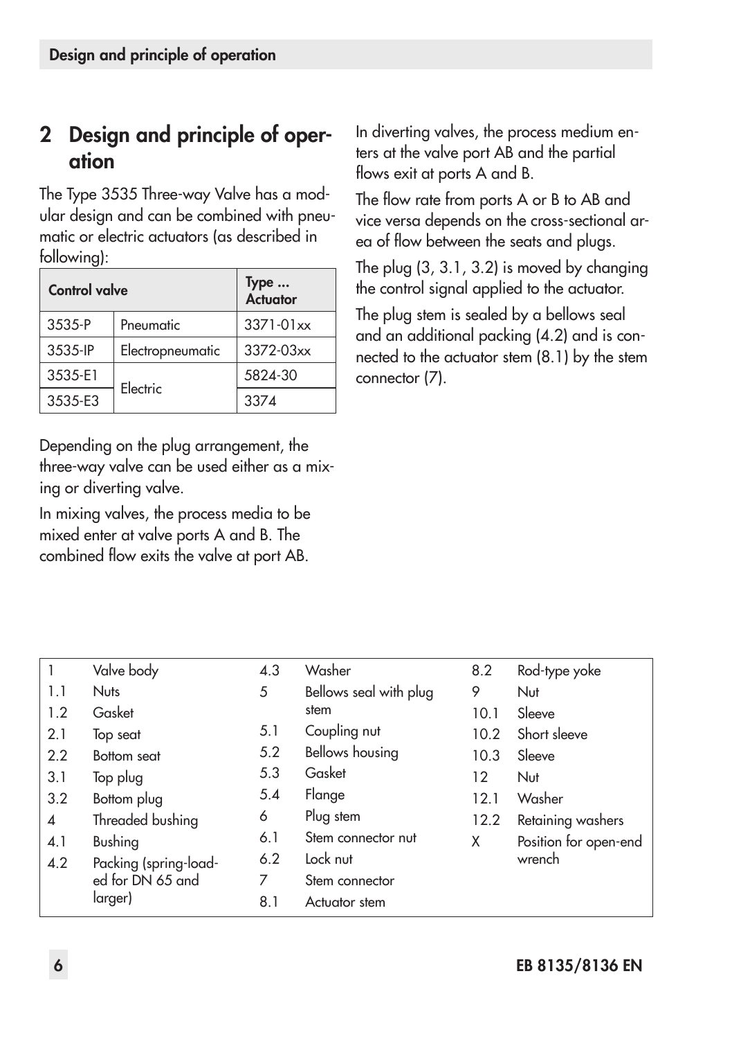## 2 Design and principle of operation

The Type 3535 Three-way Valve has a modular design and can be combined with pneumatic or electric actuators (as described in following):

| Control valve | | Type ... Actuator |
|---|---|---|
| 3535-P | Pneumatic | 3371-01xx |
| 3535-IP | Electropneumatic | 3372-03xx |
| 3535-E1 | Electric | 5824-30 |
| 3535-E3 | | 3374 |

Depending on the plug arrangement, the three-way valve can be used either as a mixing or diverting valve.

In mixing valves, the process media to be mixed enter at valve ports A and B. The combined flow exits the valve at port AB.

In diverting valves, the process medium enters at the valve port AB and the partial flows exit at ports A and B.

The flow rate from ports A or B to AB and vice versa depends on the cross-sectional area of flow between the seats and plugs.

The plug (3, 3.1, 3.2) is moved by changing the control signal applied to the actuator.

The plug stem is sealed by a bellows seal and an additional packing (4.2) and is connected to the actuator stem (8.1) by the stem connector (7).

| | | | | | |
|---|---|---|---|---|---|
| 1 | Valve body | 4.3 | Washer | 8.2 | Rod-type yoke |
| 1.1 | Nuts | 5 | Bellows seal with plug stem | 9 | Nut |
| 1.2 | Gasket | 5.1 | Coupling nut | 10.1 | Sleeve |
| 2.1 | Top seat | 5.2 | Bellows housing | 10.2 | Short sleeve |
| 2.2 | Bottom seat | 5.3 | Gasket | 10.3 | Sleeve |
| 3.1 | Top plug | 5.4 | Flange | 12 | Nut |
| 3.2 | Bottom plug | 6 | Plug stem | 12.1 | Washer |
| 4 | Threaded bushing | 6.1 | Stem connector nut | 12.2 | Retaining washers |
| 4.1 | Bushing | 6.2 | Lock nut | X | Position for open-end wrench |
| 4.2 | Packing (spring-loaded for DN 65 and larger) | 7 | Stem connector | | |
| | | 8.1 | Actuator stem | | |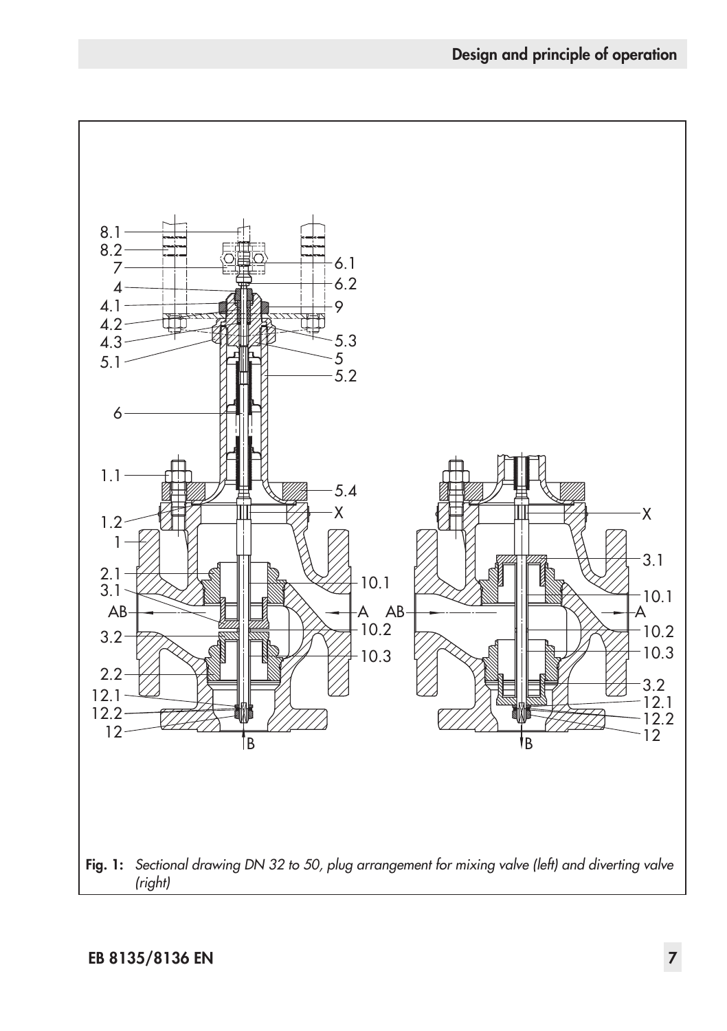Fig. 1: *Sectional drawing DN 32 to 50, plug arrangement for mixing valve (left) and diverting valve (right)*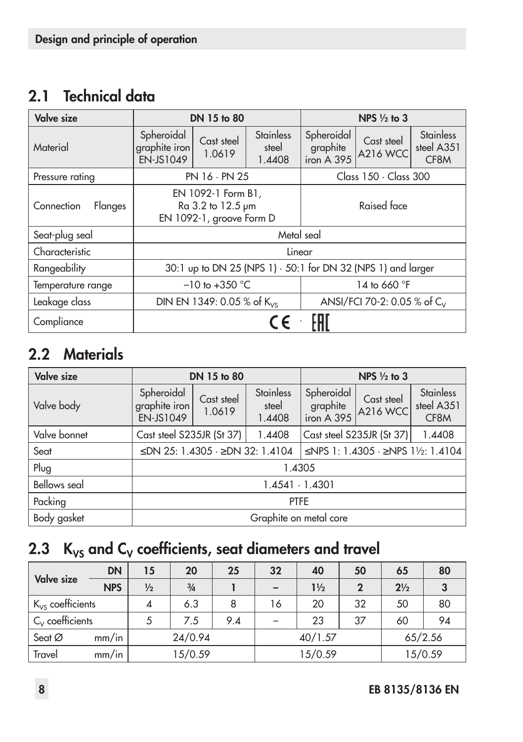## 2.1 Technical data

| Valve size | | DN 15 to 80 | | | NPS ½ to 3 | | |
|---|---|---|---|---|---|---|---|
| Material | | Spheroidal graphite iron EN-JS1049 | Cast steel 1.0619 | Stainless steel 1.4408 | Spheroidal graphite iron A 395 | Cast steel A216 WCC | Stainless steel A351 CF8M |
| Pressure rating | | PN 16 · PN 25 | | | Class 150 · Class 300 | | |
| Connection | Flanges | EN 1092-1 Form B1, Ra 3.2 to 12.5 µm EN 1092-1, groove Form D | | | Raised face | | |
| Seat-plug seal | | Metal seal | | | | | |
| Characteristic | | Linear | | | | | |
| Rangeability | | 30:1 up to DN 25 (NPS 1) · 50:1 for DN 32 (NPS 1) and larger | | | | | |
| Temperature range | | –10 to +350 °C | | | 14 to 660 °F | | |
| Leakage class | | DIN EN 1349: 0.05 % of $K_{VS}$ | | | ANSI/FCI 70-2: 0.05 % of $C_V$ | | |
| Compliance | | CE · EAC | | | | | |

## 2.2 Materials

| Valve size | DN 15 to 80 | | | NPS ½ to 3 | | |
|---|---|---|---|---|---|---|
| Valve body | Spheroidal graphite iron EN-JS1049 | Cast steel 1.0619 | Stainless steel 1.4408 | Spheroidal graphite iron A 395 | Cast steel A216 WCC | Stainless steel A351 CF8M |
| Valve bonnet | Cast steel S235JR (St 37) | | 1.4408 | Cast steel S235JR (St 37) | | 1.4408 |
| Seat | ≤DN 25: 1.4305 · ≥DN 32: 1.4104 | | | ≤NPS 1: 1.4305 · ≥NPS 1½: 1.4104 | | |
| Plug | 1.4305 | | | | | |
| Bellows seal | 1.4541 · 1.4301 | | | | | |
| Packing | PTFE | | | | | |
| Body gasket | Graphite on metal core | | | | | |

## 2.3 $K_{VS}$ and $C_V$ coefficients, seat diameters and travel

| Valve size | DN | 15 | 20 | 25 | 32 | 40 | 50 | 65 | 80 |
|---|---|---|---|---|---|---|---|---|---|
| | NPS | ½ | ¾ | 1 | – | 1½ | 2 | 2½ | 3 |
| $K_{VS}$ coefficients | | 4 | 6.3 | 8 | 16 | 20 | 32 | 50 | 80 |
| $C_V$ coefficients | | 5 | 7.5 | 9.4 | – | 23 | 37 | 60 | 94 |
| Seat Ø | mm/in | 24/0.94 | | | 40/1.57 | | | 65/2.56 | |
| Travel | mm/in | 15/0.59 | | | 15/0.59 | | | 15/0.59 | |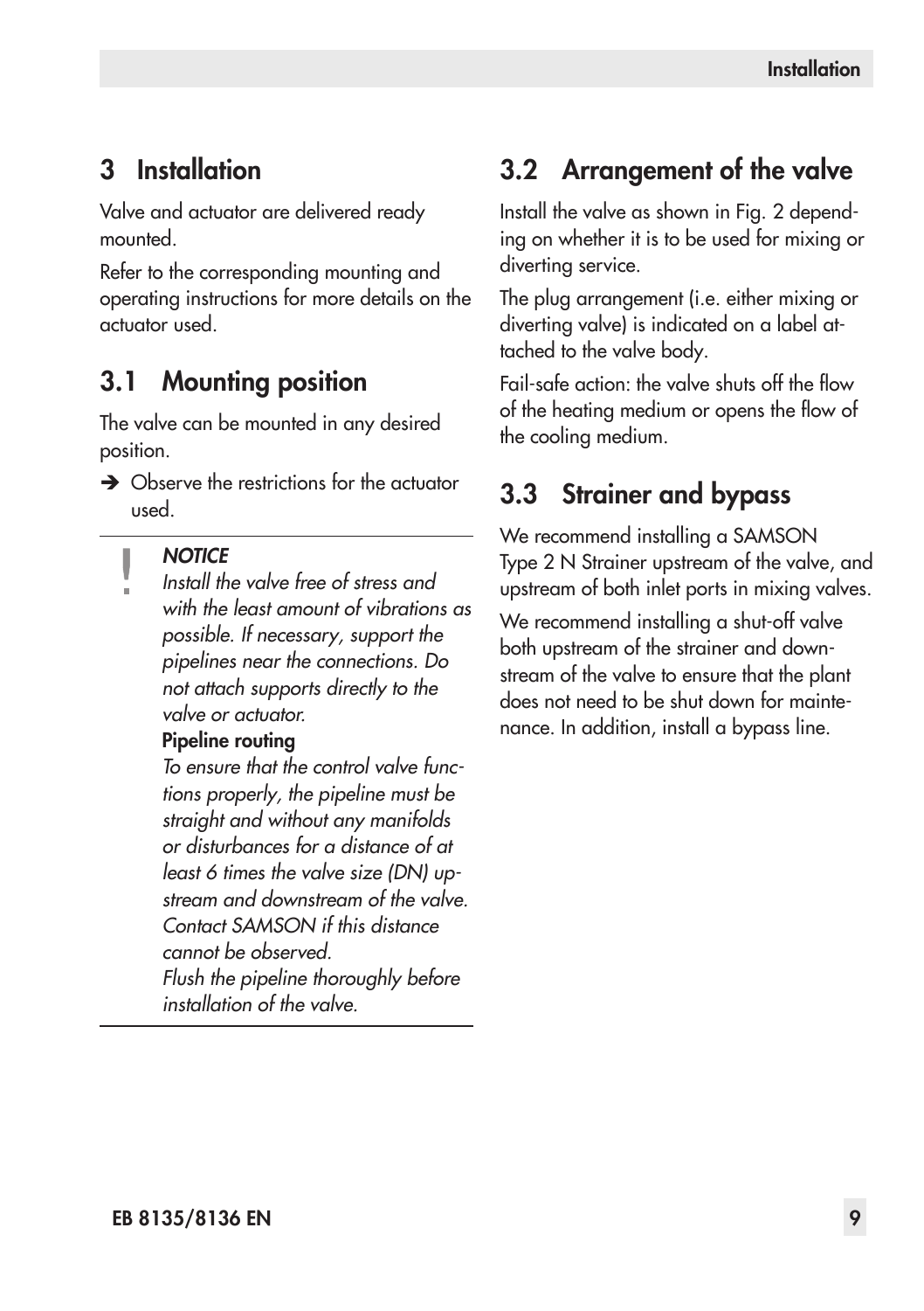# 3 Installation

Valve and actuator are delivered ready mounted.

Refer to the corresponding mounting and operating instructions for more details on the actuator used.

## 3.1 Mounting position

The valve can be mounted in any desired position.

➔ Observe the restrictions for the actuator used.

> **!** ***NOTICE***
>
> *Install the valve free of stress and with the least amount of vibrations as possible. If necessary, support the pipelines near the connections. Do not attach supports directly to the valve or actuator.*
>
> **Pipeline routing**
>
> *To ensure that the control valve functions properly, the pipeline must be straight and without any manifolds or disturbances for a distance of at least 6 times the valve size (DN) upstream and downstream of the valve. Contact SAMSON if this distance cannot be observed.*
>
> *Flush the pipeline thoroughly before installation of the valve.*

## 3.2 Arrangement of the valve

Install the valve as shown in Fig. 2 depending on whether it is to be used for mixing or diverting service.

The plug arrangement (i.e. either mixing or diverting valve) is indicated on a label attached to the valve body.

Fail-safe action: the valve shuts off the flow of the heating medium or opens the flow of the cooling medium.

## 3.3 Strainer and bypass

We recommend installing a SAMSON Type 2 N Strainer upstream of the valve, and upstream of both inlet ports in mixing valves.

We recommend installing a shut-off valve both upstream of the strainer and downstream of the valve to ensure that the plant does not need to be shut down for maintenance. In addition, install a bypass line.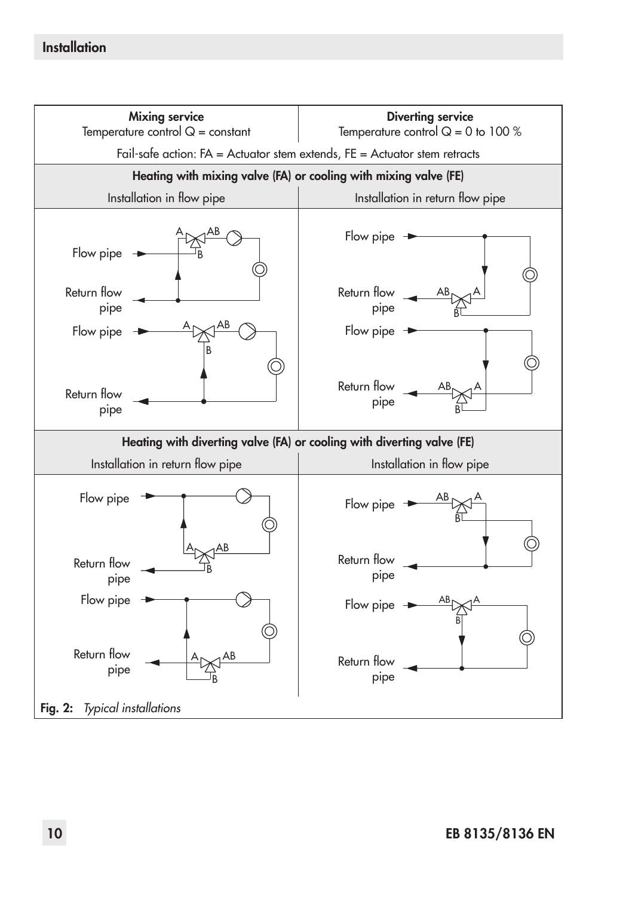| **Mixing service**<br>Temperature control Q = constant | **Diverting service**<br>Temperature control Q = 0 to 100 % |
|---|---|
| Fail-safe action: FA = Actuator stem extends, FE = Actuator stem retracts | |
| **Heating with mixing valve (FA) or cooling with mixing valve (FE)** | |
| Installation in flow pipe | Installation in return flow pipe |
| Flow pipe, Return flow pipe (A, AB, B) | Flow pipe, Return flow pipe (AB, A, B) |
| Flow pipe, Return flow pipe (A, AB, B) | Flow pipe, Return flow pipe (AB, A, B) |
| **Heating with diverting valve (FA) or cooling with diverting valve (FE)** | |
| Installation in return flow pipe | Installation in flow pipe |
| Flow pipe, Return flow pipe (A, AB, B) | Flow pipe, Return flow pipe (AB, A, B) |
| Flow pipe, Return flow pipe (A, AB, B) | Flow pipe, Return flow pipe (AB, A, B) |

**Fig. 2:** *Typical installations*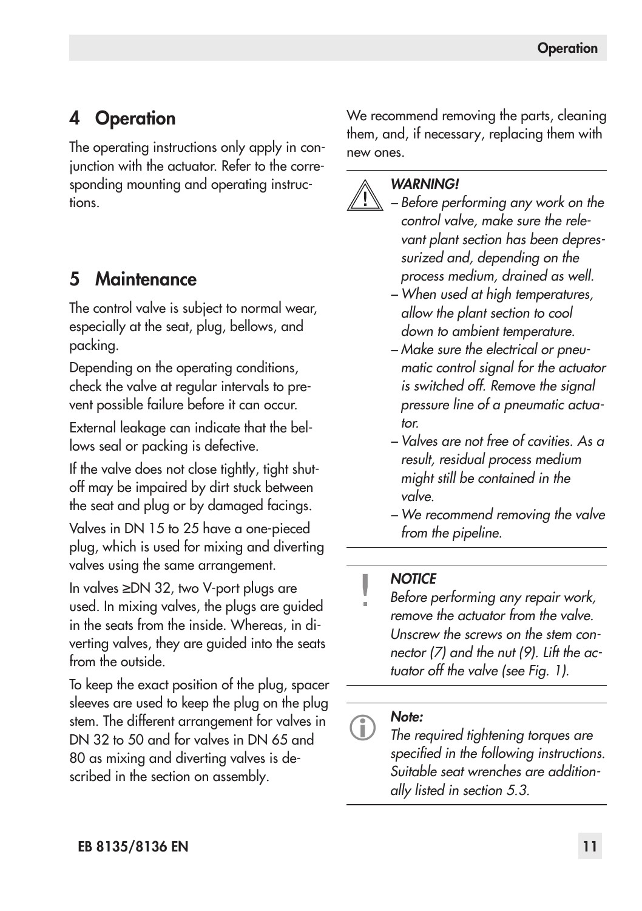# 4 Operation

The operating instructions only apply in conjunction with the actuator. Refer to the corresponding mounting and operating instructions.

# 5 Maintenance

The control valve is subject to normal wear, especially at the seat, plug, bellows, and packing.

Depending on the operating conditions, check the valve at regular intervals to prevent possible failure before it can occur.

External leakage can indicate that the bellows seal or packing is defective.

If the valve does not close tightly, tight shut-off may be impaired by dirt stuck between the seat and plug or by damaged facings.

Valves in DN 15 to 25 have a one-pieced plug, which is used for mixing and diverting valves using the same arrangement.

In valves ≥DN 32, two V-port plugs are used. In mixing valves, the plugs are guided in the seats from the inside. Whereas, in diverting valves, they are guided into the seats from the outside.

To keep the exact position of the plug, spacer sleeves are used to keep the plug on the plug stem. The different arrangement for valves in DN 32 to 50 and for valves in DN 65 and 80 as mixing and diverting valves is described in the section on assembly.

We recommend removing the parts, cleaning them, and, if necessary, replacing them with new ones.

***WARNING!***

- *Before performing any work on the control valve, make sure the relevant plant section has been depressurized and, depending on the process medium, drained as well.*
- *When used at high temperatures, allow the plant section to cool down to ambient temperature.*
- *Make sure the electrical or pneumatic control signal for the actuator is switched off. Remove the signal pressure line of a pneumatic actuator.*
- *Valves are not free of cavities. As a result, residual process medium might still be contained in the valve.*
- *We recommend removing the valve from the pipeline.*

***NOTICE***

*Before performing any repair work, remove the actuator from the valve. Unscrew the screws on the stem connector (7) and the nut (9). Lift the actuator off the valve (see Fig. 1).*

***Note:***

*The required tightening torques are specified in the following instructions. Suitable seat wrenches are additionally listed in section 5.3.*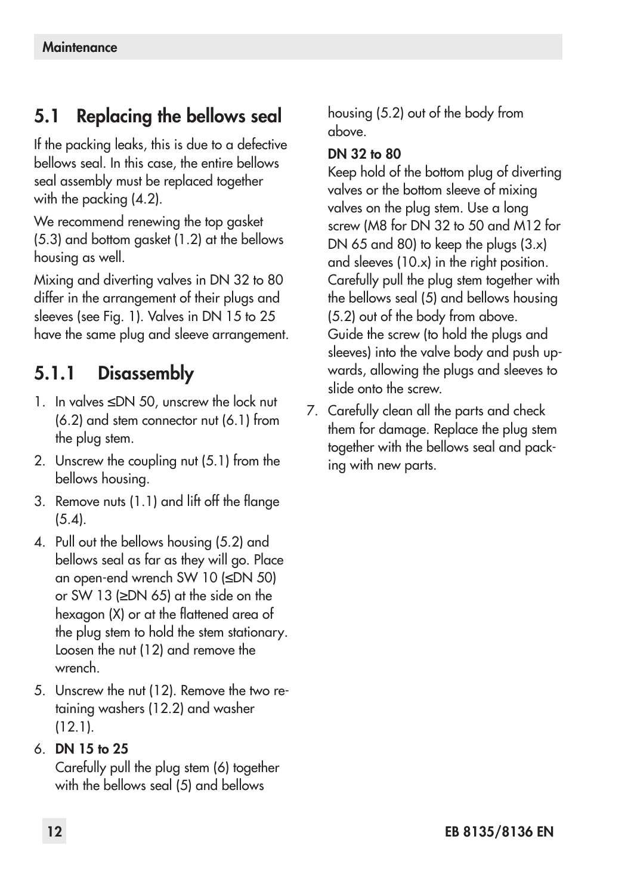## 5.1 Replacing the bellows seal

If the packing leaks, this is due to a defective bellows seal. In this case, the entire bellows seal assembly must be replaced together with the packing (4.2).

We recommend renewing the top gasket (5.3) and bottom gasket (1.2) at the bellows housing as well.

Mixing and diverting valves in DN 32 to 80 differ in the arrangement of their plugs and sleeves (see Fig. 1). Valves in DN 15 to 25 have the same plug and sleeve arrangement.

### 5.1.1 Disassembly

1. In valves ≤DN 50, unscrew the lock nut (6.2) and stem connector nut (6.1) from the plug stem.
2. Unscrew the coupling nut (5.1) from the bellows housing.
3. Remove nuts (1.1) and lift off the flange (5.4).
4. Pull out the bellows housing (5.2) and bellows seal as far as they will go. Place an open-end wrench SW 10 (≤DN 50) or SW 13 (≥DN 65) at the side on the hexagon (X) or at the flattened area of the plug stem to hold the stem stationary. Loosen the nut (12) and remove the wrench.
5. Unscrew the nut (12). Remove the two retaining washers (12.2) and washer (12.1).
6. **DN 15 to 25**
   Carefully pull the plug stem (6) together with the bellows seal (5) and bellows housing (5.2) out of the body from above.
   **DN 32 to 80**
   Keep hold of the bottom plug of diverting valves or the bottom sleeve of mixing valves on the plug stem. Use a long screw (M8 for DN 32 to 50 and M12 for DN 65 and 80) to keep the plugs (3.x) and sleeves (10.x) in the right position. Carefully pull the plug stem together with the bellows seal (5) and bellows housing (5.2) out of the body from above.
   Guide the screw (to hold the plugs and sleeves) into the valve body and push upwards, allowing the plugs and sleeves to slide onto the screw.
7. Carefully clean all the parts and check them for damage. Replace the plug stem together with the bellows seal and packing with new parts.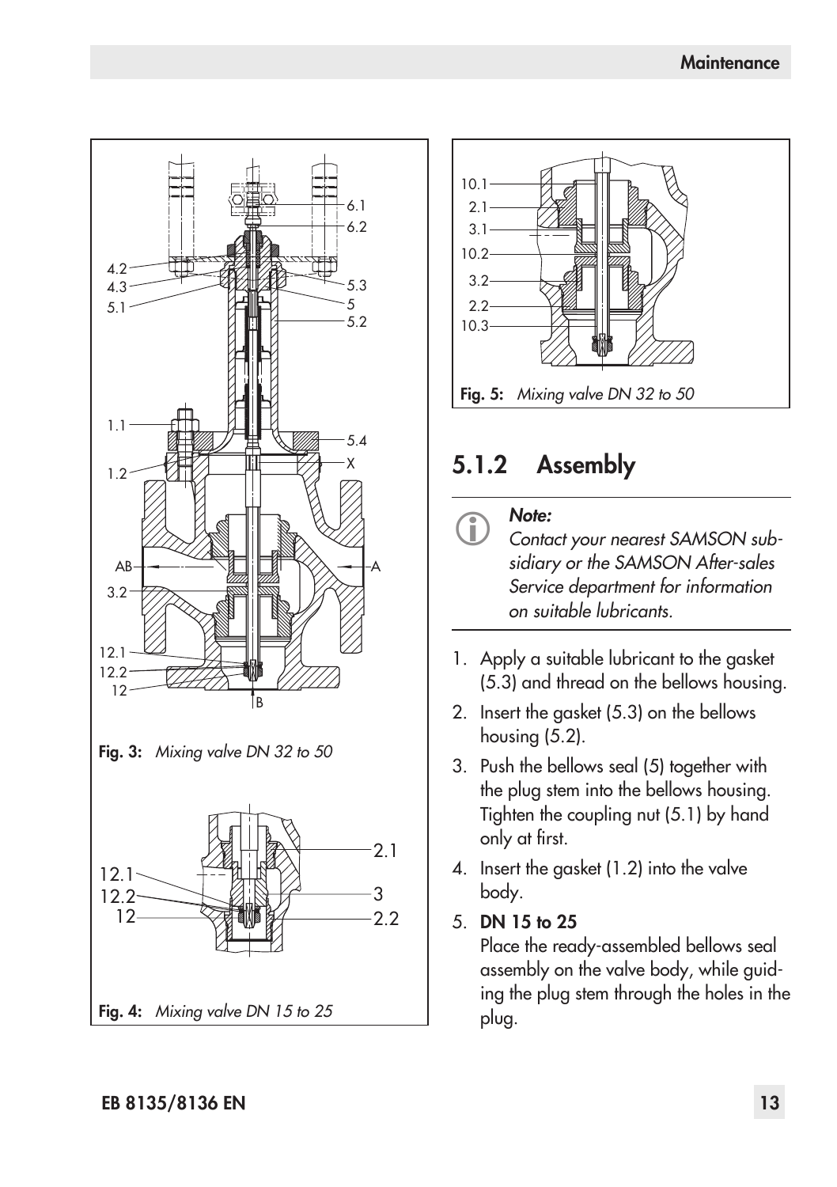Fig. 3: *Mixing valve DN 32 to 50*

Fig. 4: *Mixing valve DN 15 to 25*

Fig. 5: *Mixing valve DN 32 to 50*

## 5.1.2 Assembly

***Note:***
*Contact your nearest SAMSON subsidiary or the SAMSON After-sales Service department for information on suitable lubricants.*

1. Apply a suitable lubricant to the gasket (5.3) and thread on the bellows housing.
2. Insert the gasket (5.3) on the bellows housing (5.2).
3. Push the bellows seal (5) together with the plug stem into the bellows housing. Tighten the coupling nut (5.1) by hand only at first.
4. Insert the gasket (1.2) into the valve body.
5. **DN 15 to 25**
   Place the ready-assembled bellows seal assembly on the valve body, while guiding the plug stem through the holes in the plug.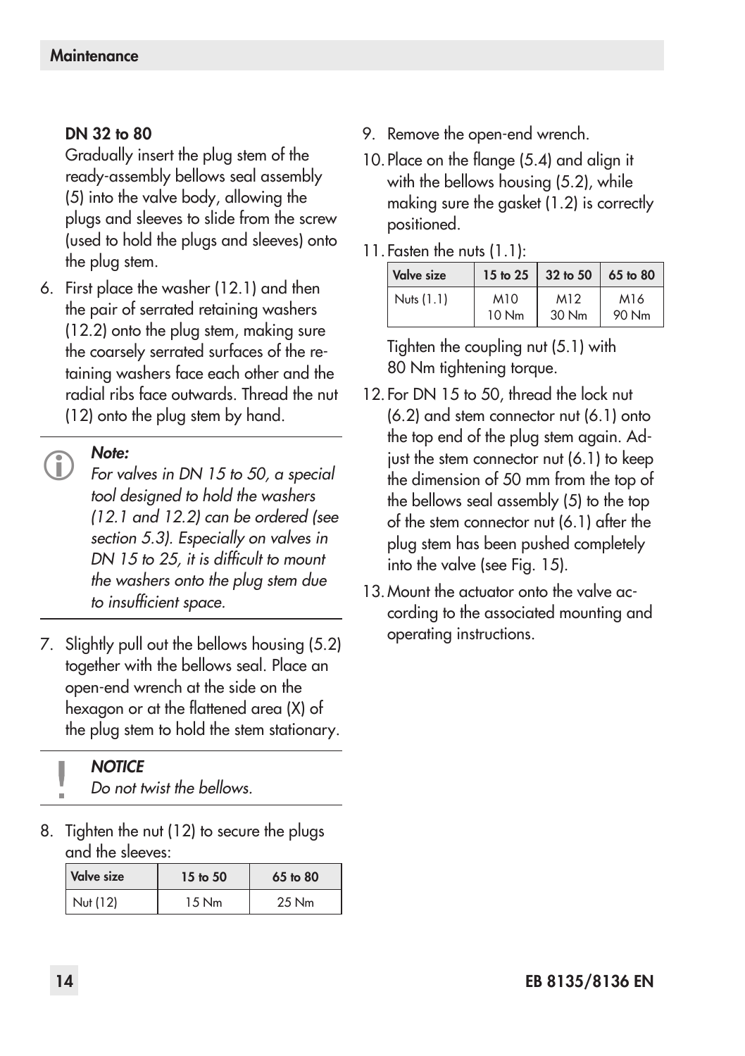**DN 32 to 80**

Gradually insert the plug stem of the ready-assembly bellows seal assembly (5) into the valve body, allowing the plugs and sleeves to slide from the screw (used to hold the plugs and sleeves) onto the plug stem.

6. First place the washer (12.1) and then the pair of serrated retaining washers (12.2) onto the plug stem, making sure the coarsely serrated surfaces of the retaining washers face each other and the radial ribs face outwards. Thread the nut (12) onto the plug stem by hand.

> ***Note:***
> *For valves in DN 15 to 50, a special tool designed to hold the washers (12.1 and 12.2) can be ordered (see section 5.3). Especially on valves in DN 15 to 25, it is difficult to mount the washers onto the plug stem due to insufficient space.*

7. Slightly pull out the bellows housing (5.2) together with the bellows seal. Place an open-end wrench at the side on the hexagon or at the flattened area (X) of the plug stem to hold the stem stationary.

> ***NOTICE***
> *Do not twist the bellows.*

8. Tighten the nut (12) to secure the plugs and the sleeves:

| Valve size | 15 to 50 | 65 to 80 |
| --- | --- | --- |
| Nut (12) | 15 Nm | 25 Nm |

9. Remove the open-end wrench.
10. Place on the flange (5.4) and align it with the bellows housing (5.2), while making sure the gasket (1.2) is correctly positioned.
11. Fasten the nuts (1.1):

| Valve size | 15 to 25 | 32 to 50 | 65 to 80 |
| --- | --- | --- | --- |
| Nuts (1.1) | M10 10 Nm | M12 30 Nm | M16 90 Nm |

Tighten the coupling nut (5.1) with 80 Nm tightening torque.

12. For DN 15 to 50, thread the lock nut (6.2) and stem connector nut (6.1) onto the top end of the plug stem again. Adjust the stem connector nut (6.1) to keep the dimension of 50 mm from the top of the bellows seal assembly (5) to the top of the stem connector nut (6.1) after the plug stem has been pushed completely into the valve (see Fig. 15).
13. Mount the actuator onto the valve according to the associated mounting and operating instructions.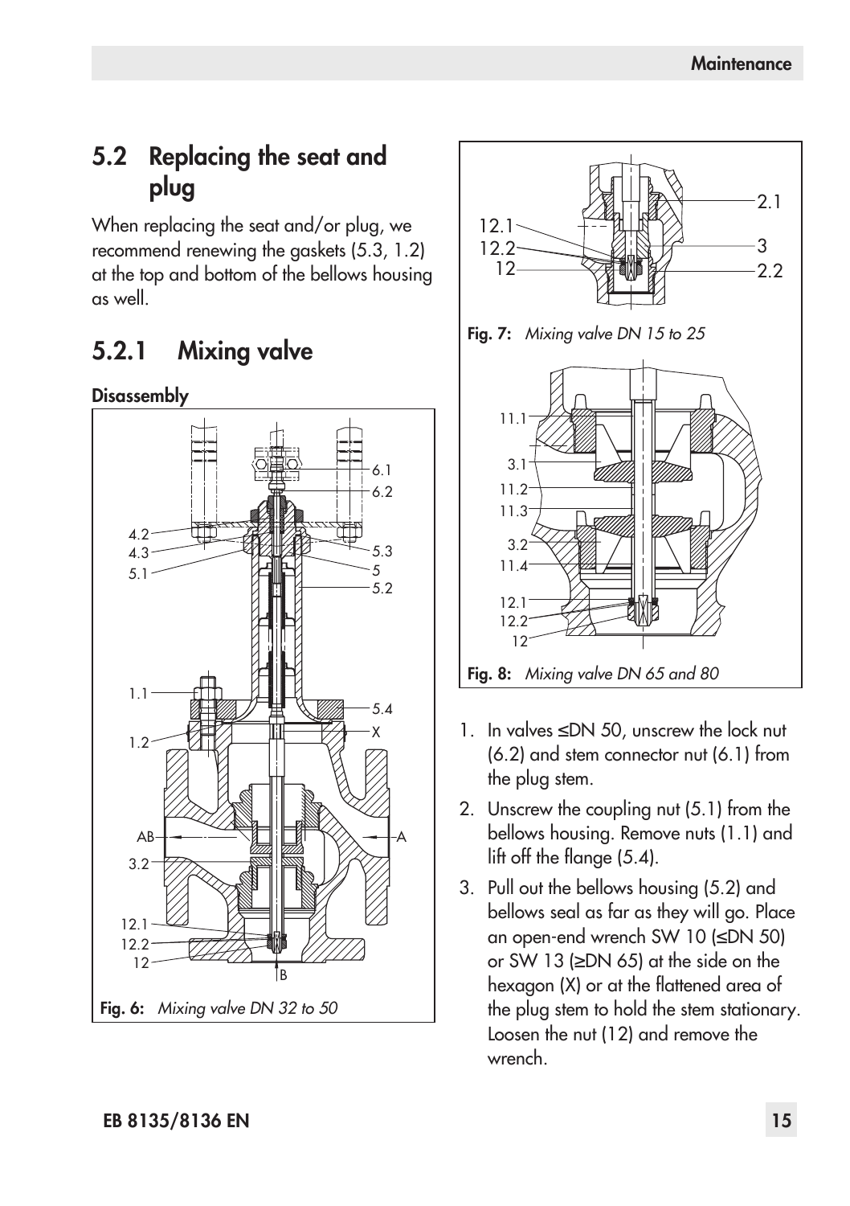## 5.2 Replacing the seat and plug

When replacing the seat and/or plug, we recommend renewing the gaskets (5.3, 1.2) at the top and bottom of the bellows housing as well.

## 5.2.1 Mixing valve

**Disassembly**

**Fig. 6:** *Mixing valve DN 32 to 50*

**Fig. 7:** *Mixing valve DN 15 to 25*

**Fig. 8:** *Mixing valve DN 65 and 80*

1. In valves ≤DN 50, unscrew the lock nut (6.2) and stem connector nut (6.1) from the plug stem.
2. Unscrew the coupling nut (5.1) from the bellows housing. Remove nuts (1.1) and lift off the flange (5.4).
3. Pull out the bellows housing (5.2) and bellows seal as far as they will go. Place an open-end wrench SW 10 (≤DN 50) or SW 13 (≥DN 65) at the side on the hexagon (X) or at the flattened area of the plug stem to hold the stem stationary. Loosen the nut (12) and remove the wrench.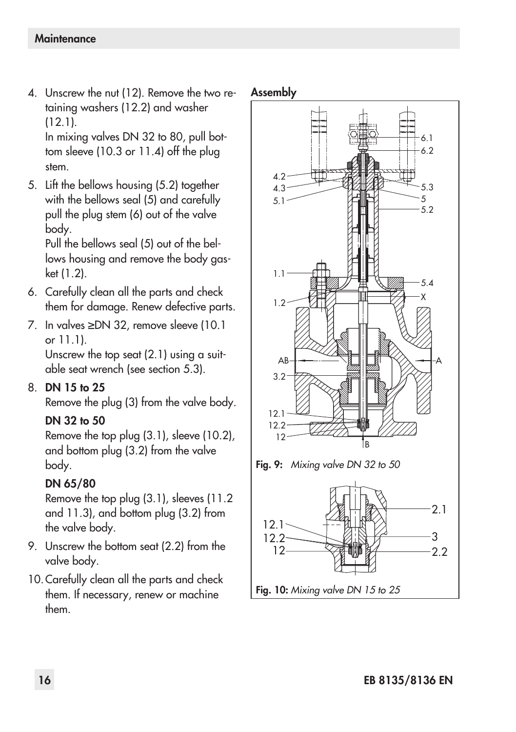4. Unscrew the nut (12). Remove the two retaining washers (12.2) and washer (12.1).
   In mixing valves DN 32 to 80, pull bottom sleeve (10.3 or 11.4) off the plug stem.
5. Lift the bellows housing (5.2) together with the bellows seal (5) and carefully pull the plug stem (6) out of the valve body.
   Pull the bellows seal (5) out of the bellows housing and remove the body gasket (1.2).
6. Carefully clean all the parts and check them for damage. Renew defective parts.
7. In valves ≥DN 32, remove sleeve (10.1 or 11.1).
   Unscrew the top seat (2.1) using a suitable seat wrench (see section 5.3).
8. **DN 15 to 25**
   Remove the plug (3) from the valve body.

   **DN 32 to 50**
   Remove the top plug (3.1), sleeve (10.2), and bottom plug (3.2) from the valve body.

   **DN 65/80**
   Remove the top plug (3.1), sleeves (11.2 and 11.3), and bottom plug (3.2) from the valve body.
9. Unscrew the bottom seat (2.2) from the valve body.
10. Carefully clean all the parts and check them. If necessary, renew or machine them.

**Assembly**

**Fig. 9:** *Mixing valve DN 32 to 50*

**Fig. 10:** *Mixing valve DN 15 to 25*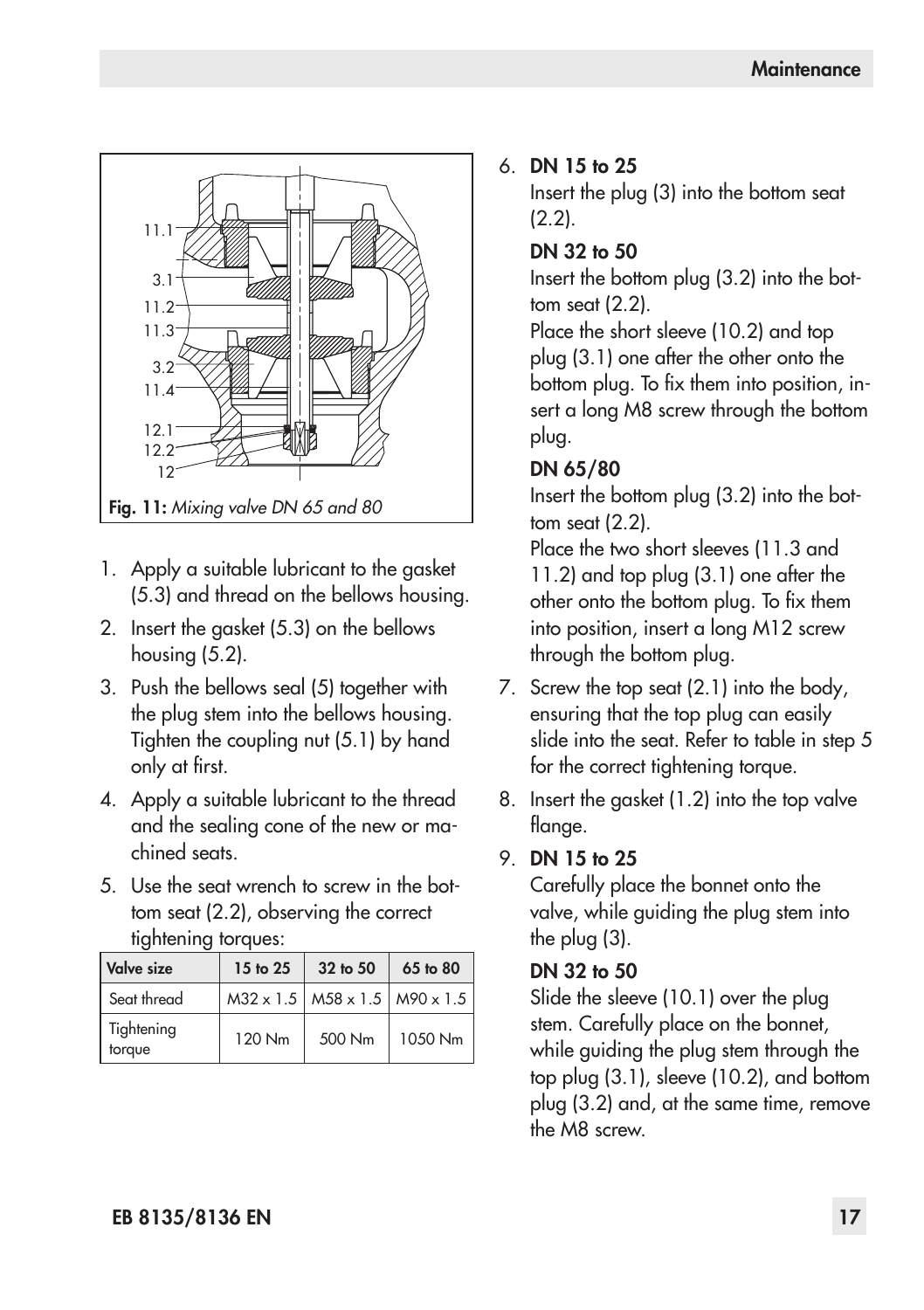Fig. 11: *Mixing valve DN 65 and 80*

1. Apply a suitable lubricant to the gasket (5.3) and thread on the bellows housing.
2. Insert the gasket (5.3) on the bellows housing (5.2).
3. Push the bellows seal (5) together with the plug stem into the bellows housing. Tighten the coupling nut (5.1) by hand only at first.
4. Apply a suitable lubricant to the thread and the sealing cone of the new or machined seats.
5. Use the seat wrench to screw in the bottom seat (2.2), observing the correct tightening torques:

| Valve size | 15 to 25 | 32 to 50 | 65 to 80 |
|---|---|---|---|
| Seat thread | M32 x 1.5 | M58 x 1.5 | M90 x 1.5 |
| Tightening torque | 120 Nm | 500 Nm | 1050 Nm |

6. **DN 15 to 25**
   Insert the plug (3) into the bottom seat (2.2).
   **DN 32 to 50**
   Insert the bottom plug (3.2) into the bottom seat (2.2).
   Place the short sleeve (10.2) and top plug (3.1) one after the other onto the bottom plug. To fix them into position, insert a long M8 screw through the bottom plug.
   **DN 65/80**
   Insert the bottom plug (3.2) into the bottom seat (2.2).
   Place the two short sleeves (11.3 and 11.2) and top plug (3.1) one after the other onto the bottom plug. To fix them into position, insert a long M12 screw through the bottom plug.
7. Screw the top seat (2.1) into the body, ensuring that the top plug can easily slide into the seat. Refer to table in step 5 for the correct tightening torque.
8. Insert the gasket (1.2) into the top valve flange.
9. **DN 15 to 25**
   Carefully place the bonnet onto the valve, while guiding the plug stem into the plug (3).
   **DN 32 to 50**
   Slide the sleeve (10.1) over the plug stem. Carefully place on the bonnet, while guiding the plug stem through the top plug (3.1), sleeve (10.2), and bottom plug (3.2) and, at the same time, remove the M8 screw.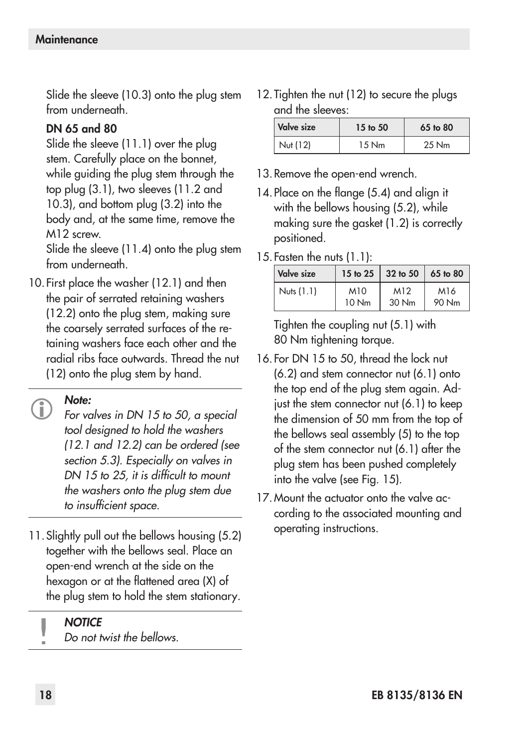Slide the sleeve (10.3) onto the plug stem from underneath.

**DN 65 and 80**

Slide the sleeve (11.1) over the plug stem. Carefully place on the bonnet, while guiding the plug stem through the top plug (3.1), two sleeves (11.2 and 10.3), and bottom plug (3.2) into the body and, at the same time, remove the M12 screw.

Slide the sleeve (11.4) onto the plug stem from underneath.

10. First place the washer (12.1) and then the pair of serrated retaining washers (12.2) onto the plug stem, making sure the coarsely serrated surfaces of the retaining washers face each other and the radial ribs face outwards. Thread the nut (12) onto the plug stem by hand.

> ***Note:***
> *For valves in DN 15 to 50, a special tool designed to hold the washers (12.1 and 12.2) can be ordered (see section 5.3). Especially on valves in DN 15 to 25, it is difficult to mount the washers onto the plug stem due to insufficient space.*

11. Slightly pull out the bellows housing (5.2) together with the bellows seal. Place an open-end wrench at the side on the hexagon or at the flattened area (X) of the plug stem to hold the stem stationary.

> ***NOTICE***
> *Do not twist the bellows.*

12. Tighten the nut (12) to secure the plugs and the sleeves:

| Valve size | 15 to 50 | 65 to 80 |
|---|---|---|
| Nut (12) | 15 Nm | 25 Nm |

13. Remove the open-end wrench.
14. Place on the flange (5.4) and align it with the bellows housing (5.2), while making sure the gasket (1.2) is correctly positioned.
15. Fasten the nuts (1.1):

| Valve size | 15 to 25 | 32 to 50 | 65 to 80 |
|---|---|---|---|
| Nuts (1.1) | M10<br>10 Nm | M12<br>30 Nm | M16<br>90 Nm |

Tighten the coupling nut (5.1) with 80 Nm tightening torque.

16. For DN 15 to 50, thread the lock nut (6.2) and stem connector nut (6.1) onto the top end of the plug stem again. Adjust the stem connector nut (6.1) to keep the dimension of 50 mm from the top of the bellows seal assembly (5) to the top of the stem connector nut (6.1) after the plug stem has been pushed completely into the valve (see Fig. 15).
17. Mount the actuator onto the valve according to the associated mounting and operating instructions.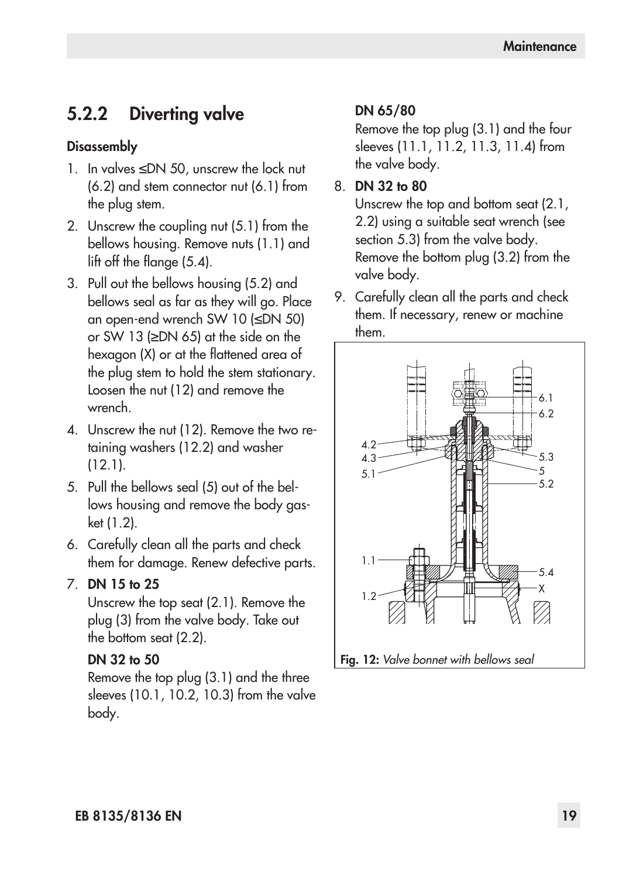## 5.2.2 Diverting valve

### Disassembly

1. In valves ≤DN 50, unscrew the lock nut (6.2) and stem connector nut (6.1) from the plug stem.
2. Unscrew the coupling nut (5.1) from the bellows housing. Remove nuts (1.1) and lift off the flange (5.4).
3. Pull out the bellows housing (5.2) and bellows seal as far as they will go. Place an open-end wrench SW 10 (≤DN 50) or SW 13 (≥DN 65) at the side on the hexagon (X) or at the flattened area of the plug stem to hold the stem stationary. Loosen the nut (12) and remove the wrench.
4. Unscrew the nut (12). Remove the two retaining washers (12.2) and washer (12.1).
5. Pull the bellows seal (5) out of the bellows housing and remove the body gasket (1.2).
6. Carefully clean all the parts and check them for damage. Renew defective parts.
7. **DN 15 to 25**
   Unscrew the top seat (2.1). Remove the plug (3) from the valve body. Take out the bottom seat (2.2).

   **DN 32 to 50**
   Remove the top plug (3.1) and the three sleeves (10.1, 10.2, 10.3) from the valve body.

   **DN 65/80**
   Remove the top plug (3.1) and the four sleeves (11.1, 11.2, 11.3, 11.4) from the valve body.
8. **DN 32 to 80**
   Unscrew the top and bottom seat (2.1, 2.2) using a suitable seat wrench (see section 5.3) from the valve body. Remove the bottom plug (3.2) from the valve body.
9. Carefully clean all the parts and check them. If necessary, renew or machine them.

6.1
6.2
4.2
4.3
5.1
5.3
5
5.2
1.1
5.4
X
1.2

**Fig. 12:** *Valve bonnet with bellows seal*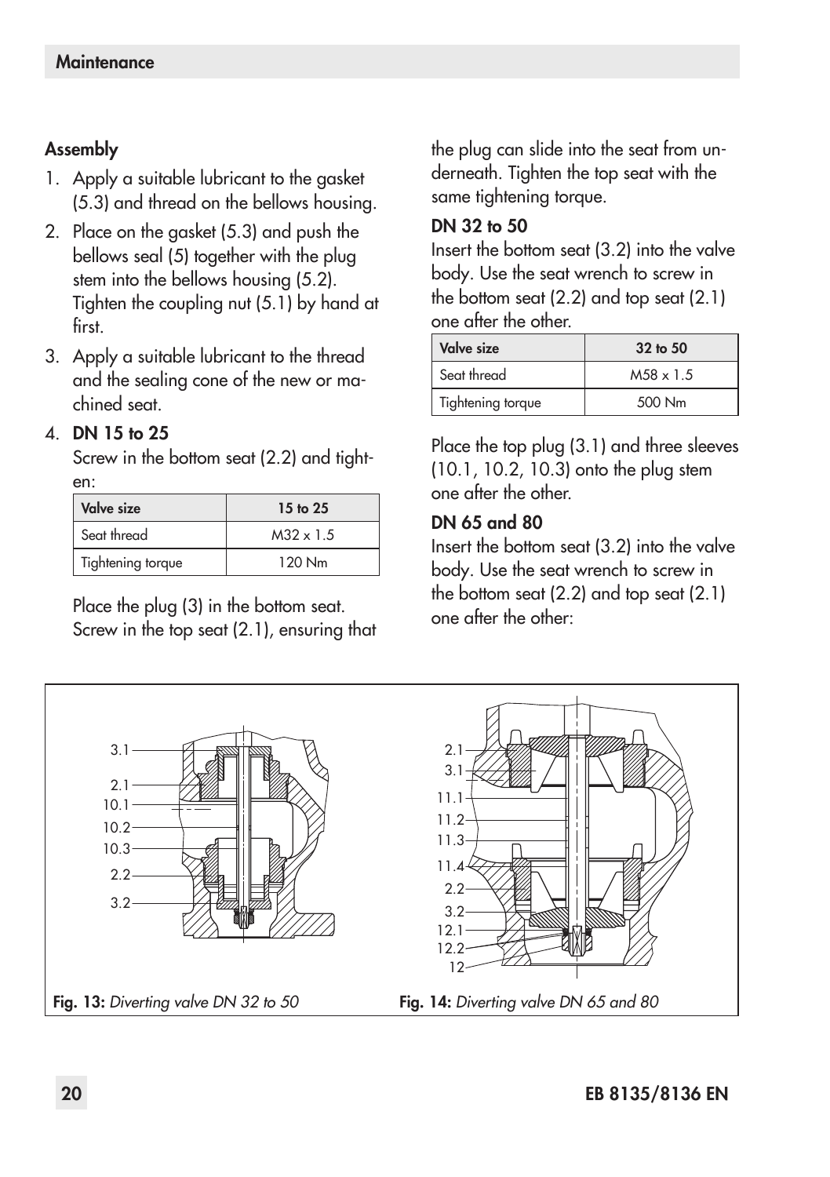## Assembly

1. Apply a suitable lubricant to the gasket (5.3) and thread on the bellows housing.
2. Place on the gasket (5.3) and push the bellows seal (5) together with the plug stem into the bellows housing (5.2). Tighten the coupling nut (5.1) by hand at first.
3. Apply a suitable lubricant to the thread and the sealing cone of the new or machined seat.
4. **DN 15 to 25**

   Screw in the bottom seat (2.2) and tighten:

   | Valve size | 15 to 25 |
   |---|---|
   | Seat thread | M32 x 1.5 |
   | Tightening torque | 120 Nm |

   Place the plug (3) in the bottom seat. Screw in the top seat (2.1), ensuring that the plug can slide into the seat from underneath. Tighten the top seat with the same tightening torque.

   **DN 32 to 50**

   Insert the bottom seat (3.2) into the valve body. Use the seat wrench to screw in the bottom seat (2.2) and top seat (2.1) one after the other.

   | Valve size | 32 to 50 |
   |---|---|
   | Seat thread | M58 x 1.5 |
   | Tightening torque | 500 Nm |

   Place the top plug (3.1) and three sleeves (10.1, 10.2, 10.3) onto the plug stem one after the other.

   **DN 65 and 80**

   Insert the bottom seat (3.2) into the valve body. Use the seat wrench to screw in the bottom seat (2.2) and top seat (2.1) one after the other:

**Fig. 13:** *Diverting valve DN 32 to 50*

**Fig. 14:** *Diverting valve DN 65 and 80*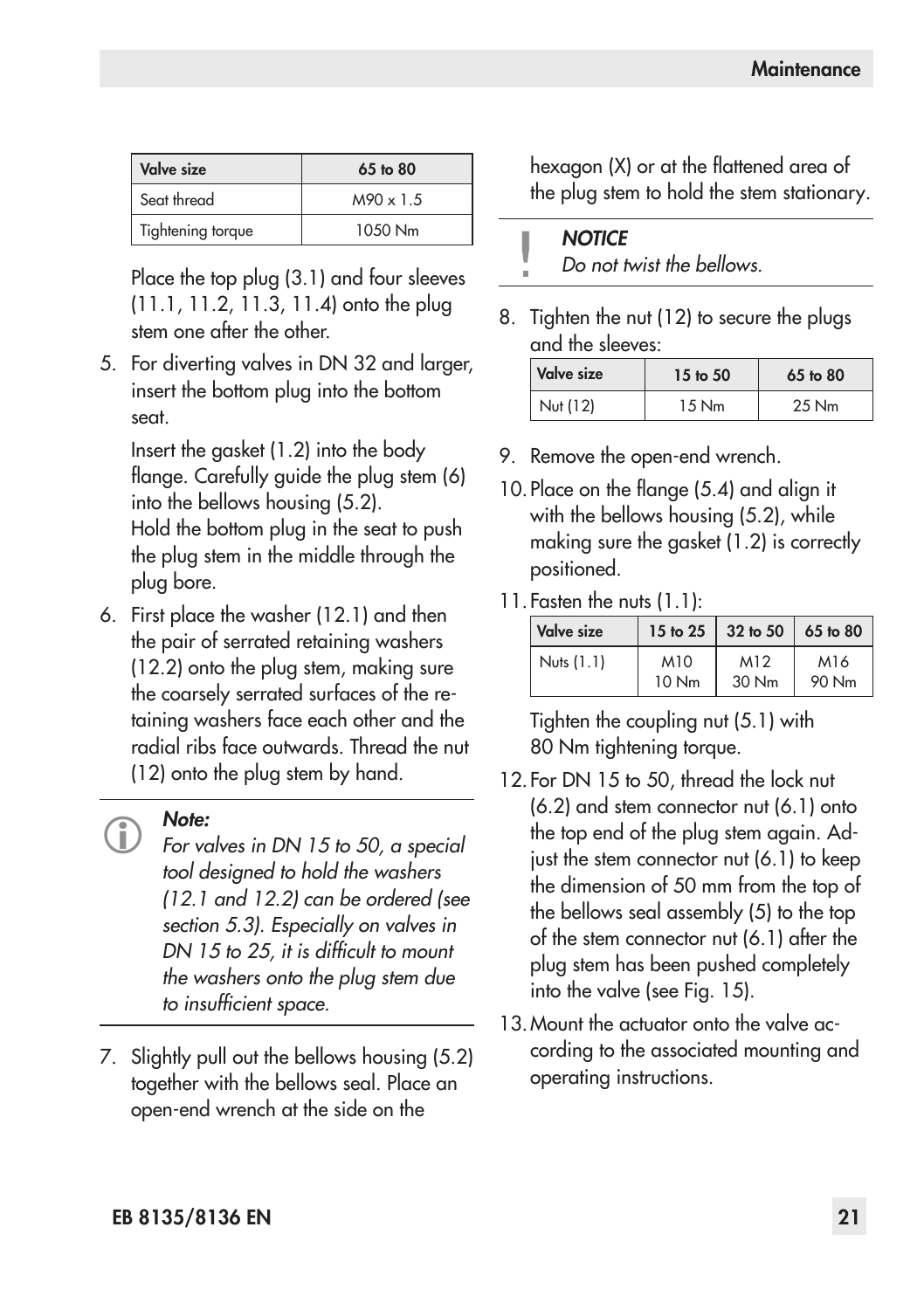| Valve size | 65 to 80 |
|---|---|
| Seat thread | M90 x 1.5 |
| Tightening torque | 1050 Nm |

Place the top plug (3.1) and four sleeves (11.1, 11.2, 11.3, 11.4) onto the plug stem one after the other.

5. For diverting valves in DN 32 and larger, insert the bottom plug into the bottom seat.

   Insert the gasket (1.2) into the body flange. Carefully guide the plug stem (6) into the bellows housing (5.2).
   Hold the bottom plug in the seat to push the plug stem in the middle through the plug bore.

6. First place the washer (12.1) and then the pair of serrated retaining washers (12.2) onto the plug stem, making sure the coarsely serrated surfaces of the retaining washers face each other and the radial ribs face outwards. Thread the nut (12) onto the plug stem by hand.

> ***Note:***
> *For valves in DN 15 to 50, a special tool designed to hold the washers (12.1 and 12.2) can be ordered (see section 5.3). Especially on valves in DN 15 to 25, it is difficult to mount the washers onto the plug stem due to insufficient space.*

7. Slightly pull out the bellows housing (5.2) together with the bellows seal. Place an open-end wrench at the side on the hexagon (X) or at the flattened area of the plug stem to hold the stem stationary.

> ***NOTICE***
> *Do not twist the bellows.*

8. Tighten the nut (12) to secure the plugs and the sleeves:

| Valve size | 15 to 50 | 65 to 80 |
|---|---|---|
| Nut (12) | 15 Nm | 25 Nm |

9. Remove the open-end wrench.
10. Place on the flange (5.4) and align it with the bellows housing (5.2), while making sure the gasket (1.2) is correctly positioned.
11. Fasten the nuts (1.1):

| Valve size | 15 to 25 | 32 to 50 | 65 to 80 |
|---|---|---|---|
| Nuts (1.1) | M10 10 Nm | M12 30 Nm | M16 90 Nm |

    Tighten the coupling nut (5.1) with 80 Nm tightening torque.

12. For DN 15 to 50, thread the lock nut (6.2) and stem connector nut (6.1) onto the top end of the plug stem again. Adjust the stem connector nut (6.1) to keep the dimension of 50 mm from the top of the bellows seal assembly (5) to the top of the stem connector nut (6.1) after the plug stem has been pushed completely into the valve (see Fig. 15).
13. Mount the actuator onto the valve according to the associated mounting and operating instructions.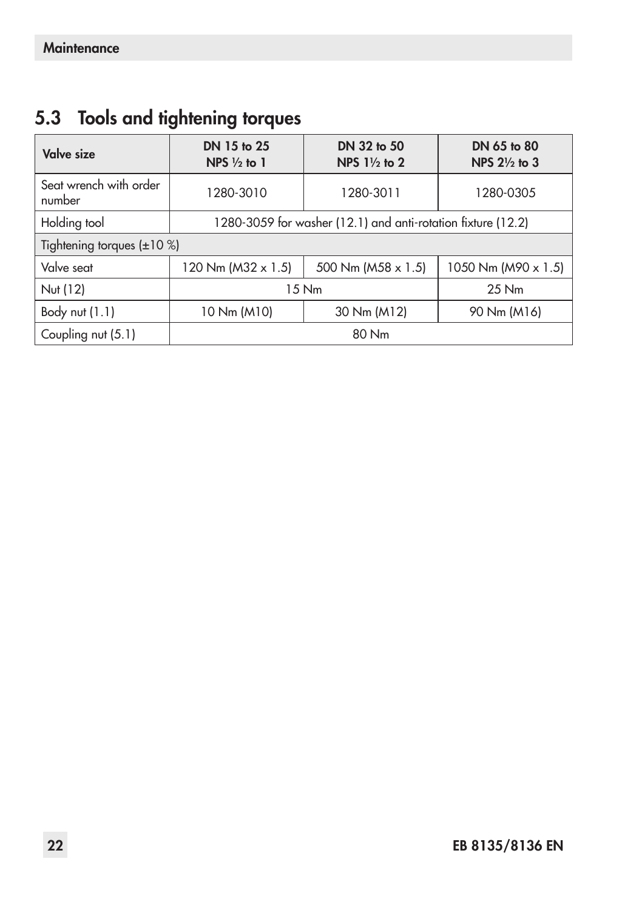## 5.3 Tools and tightening torques

| Valve size | DN 15 to 25<br>NPS ½ to 1 | DN 32 to 50<br>NPS 1½ to 2 | DN 65 to 80<br>NPS 2½ to 3 |
|---|---|---|---|
| Seat wrench with order number | 1280-3010 | 1280-3011 | 1280-0305 |
| Holding tool | 1280-3059 for washer (12.1) and anti-rotation fixture (12.2) | | |
| Tightening torques (±10 %) | | | |
| Valve seat | 120 Nm (M32 x 1.5) | 500 Nm (M58 x 1.5) | 1050 Nm (M90 x 1.5) |
| Nut (12) | 15 Nm | | 25 Nm |
| Body nut (1.1) | 10 Nm (M10) | 30 Nm (M12) | 90 Nm (M16) |
| Coupling nut (5.1) | 80 Nm | | |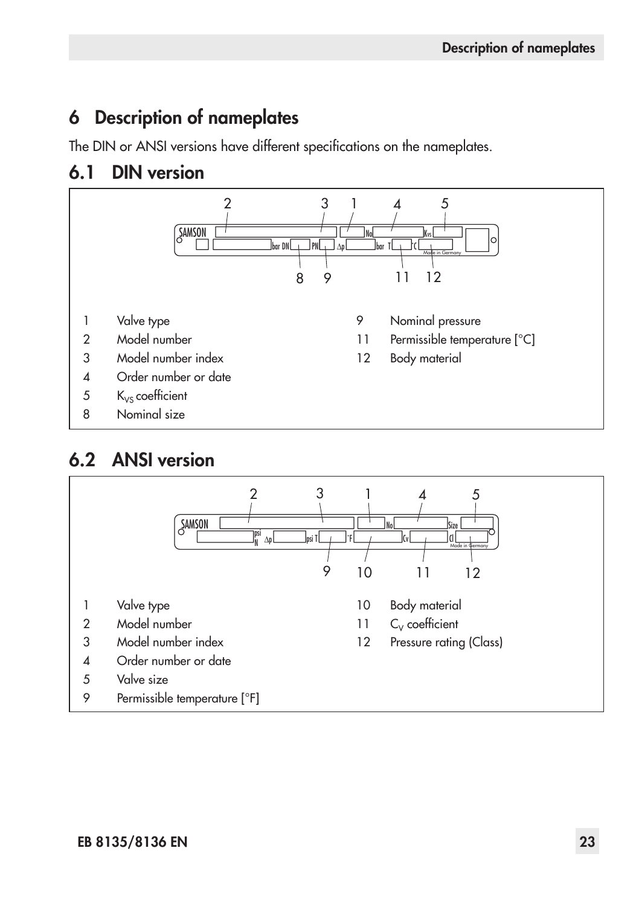# 6 Description of nameplates

The DIN or ANSI versions have different specifications on the nameplates.

## 6.1 DIN version

1 Valve type
2 Model number
3 Model number index
4 Order number or date
5 $K_{VS}$ coefficient
8 Nominal size
9 Nominal pressure
11 Permissible temperature [°C]
12 Body material

## 6.2 ANSI version

1 Valve type
2 Model number
3 Model number index
4 Order number or date
5 Valve size
9 Permissible temperature [°F]
10 Body material
11 $C_V$ coefficient
12 Pressure rating (Class)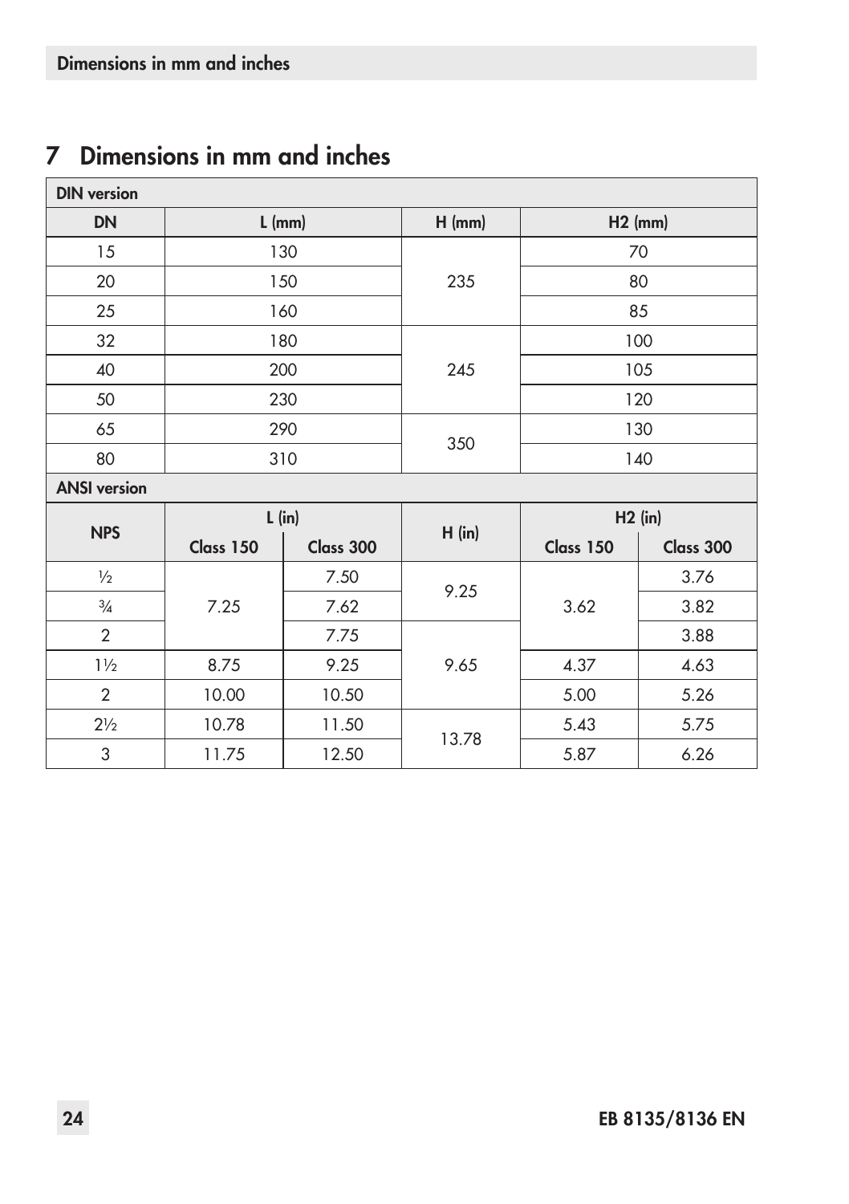# 7 Dimensions in mm and inches

| DIN version | | | | |
|---|---|---|---|---|
| **DN** | **L (mm)** | | **H (mm)** | **H2 (mm)** |
| 15 | 130 | | 235 | 70 |
| 20 | 150 | | 235 | 80 |
| 25 | 160 | | 235 | 85 |
| 32 | 180 | | 245 | 100 |
| 40 | 200 | | 245 | 105 |
| 50 | 230 | | 245 | 120 |
| 65 | 290 | | 350 | 130 |
| 80 | 310 | | 350 | 140 |

| ANSI version | | | | | |
|---|---|---|---|---|---|
| **NPS** | **L (in)** | | **H (in)** | **H2 (in)** | |
| | **Class 150** | **Class 300** | | **Class 150** | **Class 300** |
| ½ | 7.25 | 7.50 | 9.25 | 3.62 | 3.76 |
| ¾ | 7.25 | 7.62 | 9.25 | 3.62 | 3.82 |
| 2 | 7.25 | 7.75 | 9.65 | 3.62 | 3.88 |
| 1½ | 8.75 | 9.25 | 9.65 | 4.37 | 4.63 |
| 2 | 10.00 | 10.50 | 9.65 | 5.00 | 5.26 |
| 2½ | 10.78 | 11.50 | 13.78 | 5.43 | 5.75 |
| 3 | 11.75 | 12.50 | 13.78 | 5.87 | 6.26 |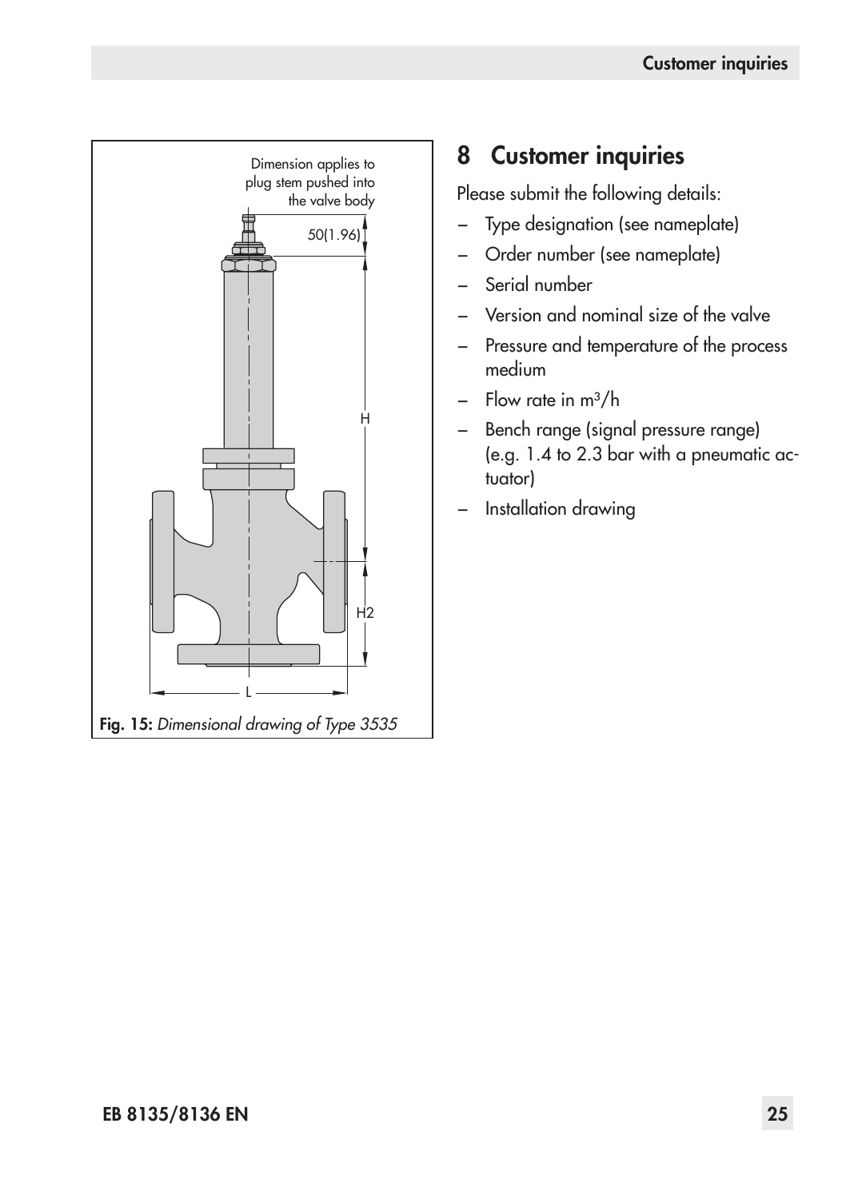Dimension applies to plug stem pushed into the valve body

50(1.96)

H

H2

L

**Fig. 15:** *Dimensional drawing of Type 3535*

# 8 Customer inquiries

Please submit the following details:

- Type designation (see nameplate)
- Order number (see nameplate)
- Serial number
- Version and nominal size of the valve
- Pressure and temperature of the process medium
- Flow rate in $m^3/h$
- Bench range (signal pressure range) (e.g. 1.4 to 2.3 bar with a pneumatic actuator)
- Installation drawing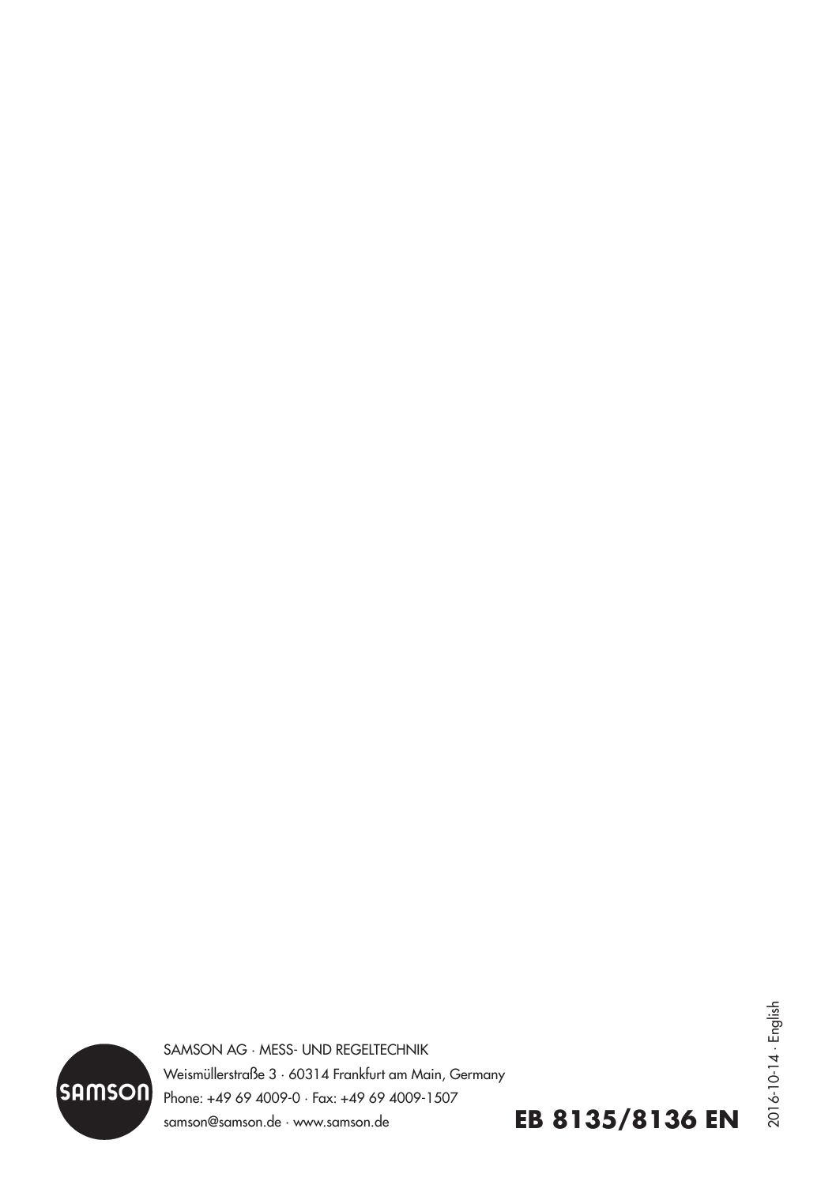SAMSON AG · MESS- UND REGELTECHNIK
Weismüllerstraße 3 · 60314 Frankfurt am Main, Germany
Phone: +49 69 4009-0 · Fax: +49 69 4009-1507
samson@samson.de · www.samson.de

**EB 8135/8136 EN**

2016-10-14 · English